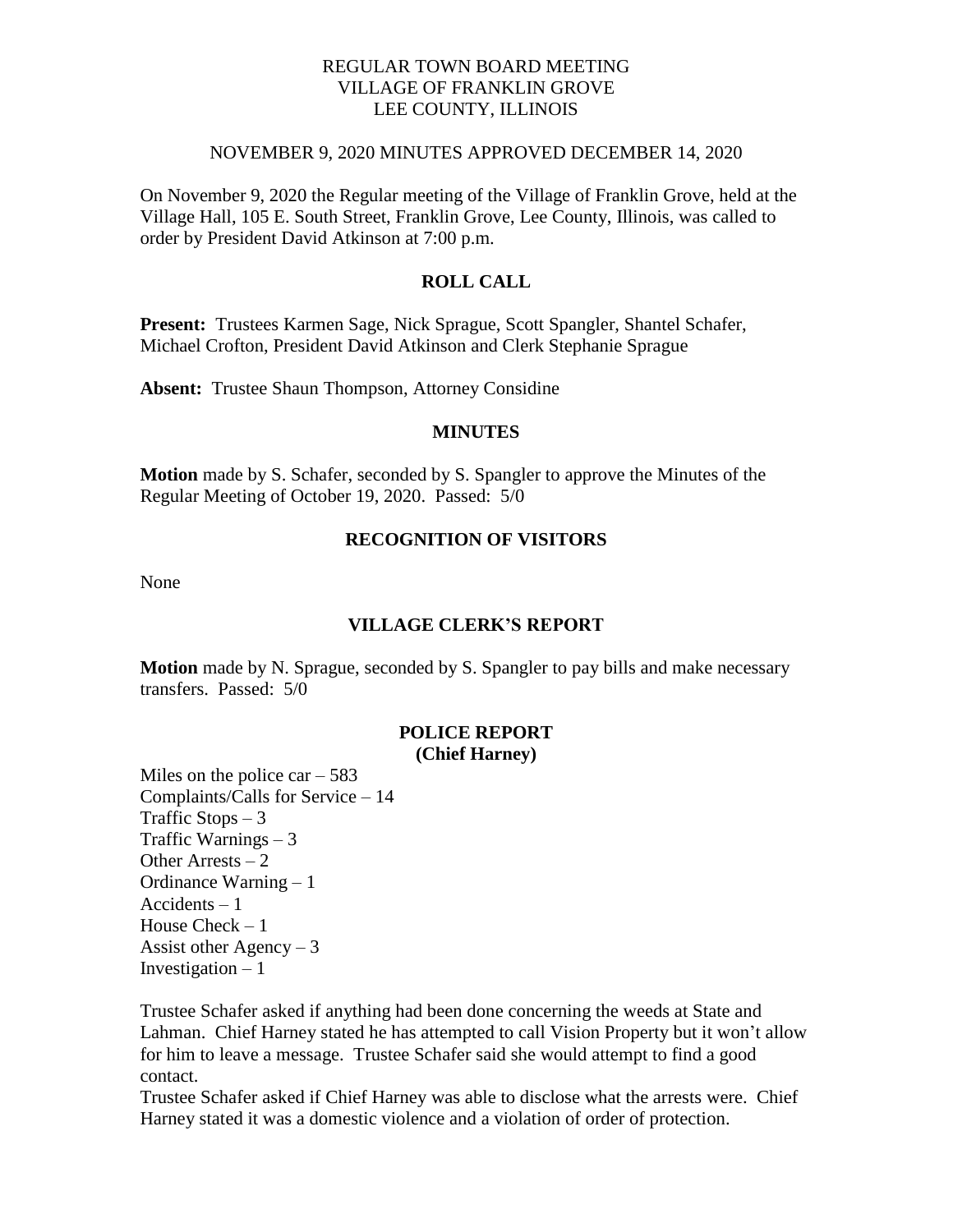# REGULAR TOWN BOARD MEETING
# VILLAGE OF FRANKLIN GROVE
# LEE COUNTY, ILLINOIS

NOVEMBER 9, 2020 MINUTES APPROVED DECEMBER 14, 2020

On November 9, 2020 the Regular meeting of the Village of Franklin Grove, held at the Village Hall, 105 E. South Street, Franklin Grove, Lee County, Illinois, was called to order by President David Atkinson at 7:00 p.m.

## ROLL CALL

**Present:** Trustees Karmen Sage, Nick Sprague, Scott Spangler, Shantel Schafer, Michael Crofton, President David Atkinson and Clerk Stephanie Sprague

**Absent:** Trustee Shaun Thompson, Attorney Considine

## MINUTES

**Motion** made by S. Schafer, seconded by S. Spangler to approve the Minutes of the Regular Meeting of October 19, 2020. Passed: 5/0

## RECOGNITION OF VISITORS

None

## VILLAGE CLERK'S REPORT

**Motion** made by N. Sprague, seconded by S. Spangler to pay bills and make necessary transfers. Passed: 5/0

## POLICE REPORT
**(Chief Harney)**

Miles on the police car – 583
Complaints/Calls for Service – 14
Traffic Stops – 3
Traffic Warnings – 3
Other Arrests – 2
Ordinance Warning – 1
Accidents – 1
House Check – 1
Assist other Agency – 3
Investigation – 1

Trustee Schafer asked if anything had been done concerning the weeds at State and Lahman. Chief Harney stated he has attempted to call Vision Property but it won't allow for him to leave a message. Trustee Schafer said she would attempt to find a good contact.

Trustee Schafer asked if Chief Harney was able to disclose what the arrests were. Chief Harney stated it was a domestic violence and a violation of order of protection.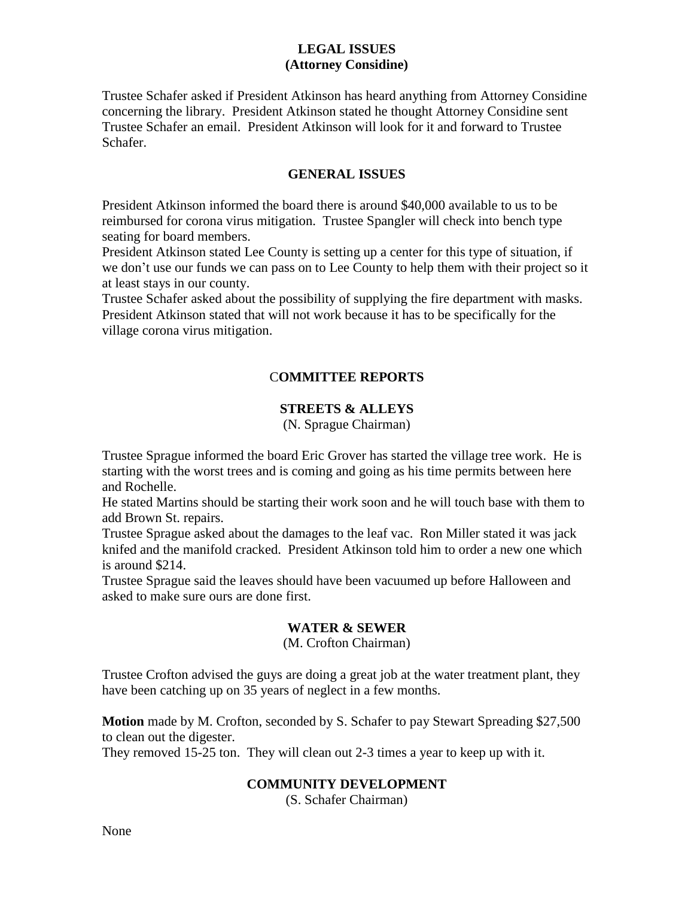## LEGAL ISSUES
## (Attorney Considine)

Trustee Schafer asked if President Atkinson has heard anything from Attorney Considine concerning the library. President Atkinson stated he thought Attorney Considine sent Trustee Schafer an email. President Atkinson will look for it and forward to Trustee Schafer.

## GENERAL ISSUES

President Atkinson informed the board there is around $40,000 available to us to be reimbursed for corona virus mitigation. Trustee Spangler will check into bench type seating for board members.

President Atkinson stated Lee County is setting up a center for this type of situation, if we don't use our funds we can pass on to Lee County to help them with their project so it at least stays in our county.

Trustee Schafer asked about the possibility of supplying the fire department with masks. President Atkinson stated that will not work because it has to be specifically for the village corona virus mitigation.

## COMMITTEE REPORTS

### STREETS & ALLEYS
(N. Sprague Chairman)

Trustee Sprague informed the board Eric Grover has started the village tree work. He is starting with the worst trees and is coming and going as his time permits between here and Rochelle.

He stated Martins should be starting their work soon and he will touch base with them to add Brown St. repairs.

Trustee Sprague asked about the damages to the leaf vac. Ron Miller stated it was jack knifed and the manifold cracked. President Atkinson told him to order a new one which is around $214.

Trustee Sprague said the leaves should have been vacuumed up before Halloween and asked to make sure ours are done first.

### WATER & SEWER
(M. Crofton Chairman)

Trustee Crofton advised the guys are doing a great job at the water treatment plant, they have been catching up on 35 years of neglect in a few months.

**Motion** made by M. Crofton, seconded by S. Schafer to pay Stewart Spreading $27,500 to clean out the digester.

They removed 15-25 ton. They will clean out 2-3 times a year to keep up with it.

### COMMUNITY DEVELOPMENT
(S. Schafer Chairman)

None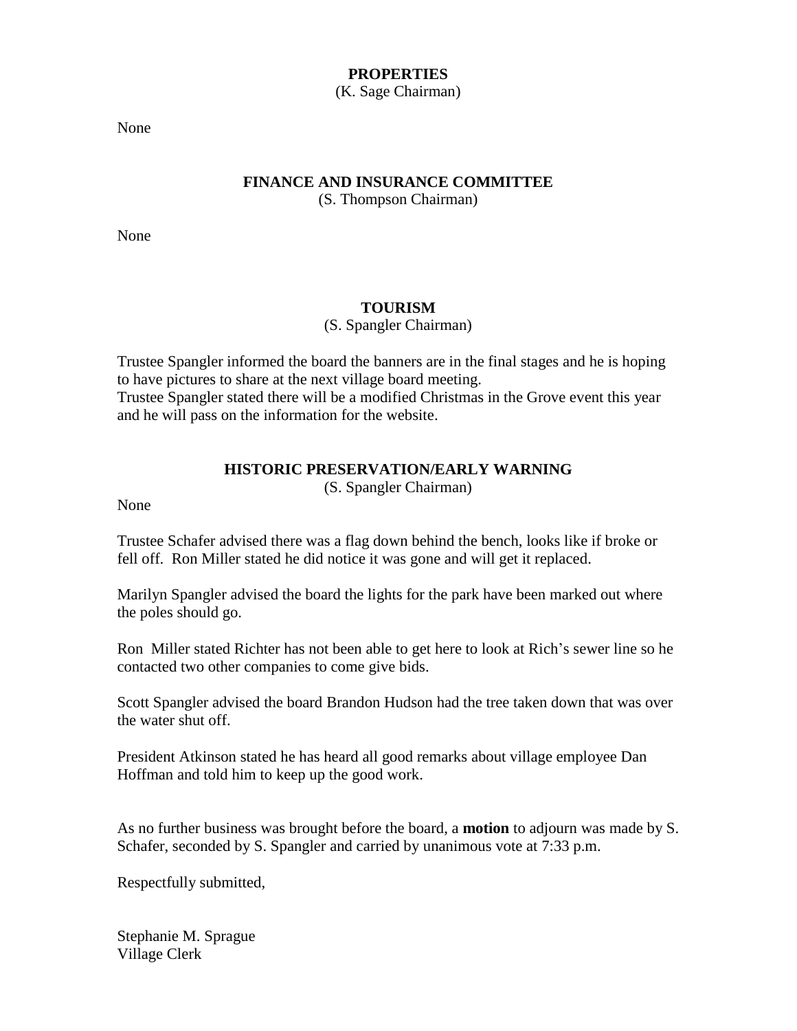**PROPERTIES**
(K. Sage Chairman)

None

**FINANCE AND INSURANCE COMMITTEE**
(S. Thompson Chairman)

None

**TOURISM**
(S. Spangler Chairman)

Trustee Spangler informed the board the banners are in the final stages and he is hoping to have pictures to share at the next village board meeting.
Trustee Spangler stated there will be a modified Christmas in the Grove event this year and he will pass on the information for the website.

**HISTORIC PRESERVATION/EARLY WARNING**
(S. Spangler Chairman)

None

Trustee Schafer advised there was a flag down behind the bench, looks like if broke or fell off. Ron Miller stated he did notice it was gone and will get it replaced.

Marilyn Spangler advised the board the lights for the park have been marked out where the poles should go.

Ron Miller stated Richter has not been able to get here to look at Rich's sewer line so he contacted two other companies to come give bids.

Scott Spangler advised the board Brandon Hudson had the tree taken down that was over the water shut off.

President Atkinson stated he has heard all good remarks about village employee Dan Hoffman and told him to keep up the good work.

As no further business was brought before the board, a **motion** to adjourn was made by S. Schafer, seconded by S. Spangler and carried by unanimous vote at 7:33 p.m.

Respectfully submitted,

Stephanie M. Sprague
Village Clerk